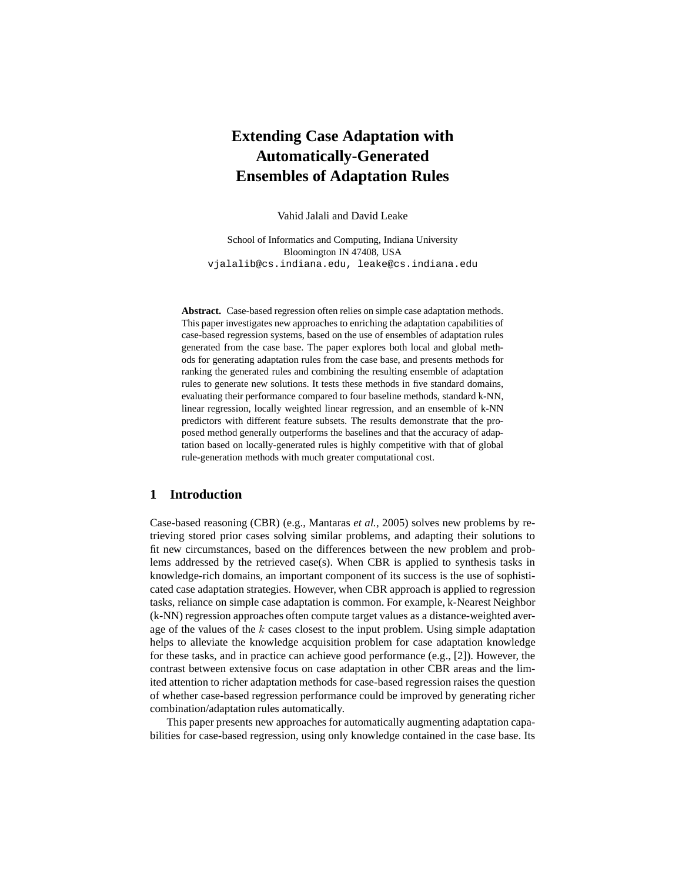# Extending Case Adaptation with Automatically-Generated Ensembles of Adaptation Rules

Vahid Jalali and David Leake

School of Informatics and Computing, Indiana University
Bloomington IN 47408, USA
vjalalib@cs.indiana.edu, leake@cs.indiana.edu

**Abstract.** Case-based regression often relies on simple case adaptation methods. This paper investigates new approaches to enriching the adaptation capabilities of case-based regression systems, based on the use of ensembles of adaptation rules generated from the case base. The paper explores both local and global methods for generating adaptation rules from the case base, and presents methods for ranking the generated rules and combining the resulting ensemble of adaptation rules to generate new solutions. It tests these methods in five standard domains, evaluating their performance compared to four baseline methods, standard k-NN, linear regression, locally weighted linear regression, and an ensemble of k-NN predictors with different feature subsets. The results demonstrate that the proposed method generally outperforms the baselines and that the accuracy of adaptation based on locally-generated rules is highly competitive with that of global rule-generation methods with much greater computational cost.

## 1 Introduction

Case-based reasoning (CBR) (e.g., Mantaras *et al.*, 2005) solves new problems by retrieving stored prior cases solving similar problems, and adapting their solutions to fit new circumstances, based on the differences between the new problem and problems addressed by the retrieved case(s). When CBR is applied to synthesis tasks in knowledge-rich domains, an important component of its success is the use of sophisticated case adaptation strategies. However, when CBR approach is applied to regression tasks, reliance on simple case adaptation is common. For example, k-Nearest Neighbor (k-NN) regression approaches often compute target values as a distance-weighted average of the values of the $k$ cases closest to the input problem. Using simple adaptation helps to alleviate the knowledge acquisition problem for case adaptation knowledge for these tasks, and in practice can achieve good performance (e.g., [2]). However, the contrast between extensive focus on case adaptation in other CBR areas and the limited attention to richer adaptation methods for case-based regression raises the question of whether case-based regression performance could be improved by generating richer combination/adaptation rules automatically.

This paper presents new approaches for automatically augmenting adaptation capabilities for case-based regression, using only knowledge contained in the case base. Its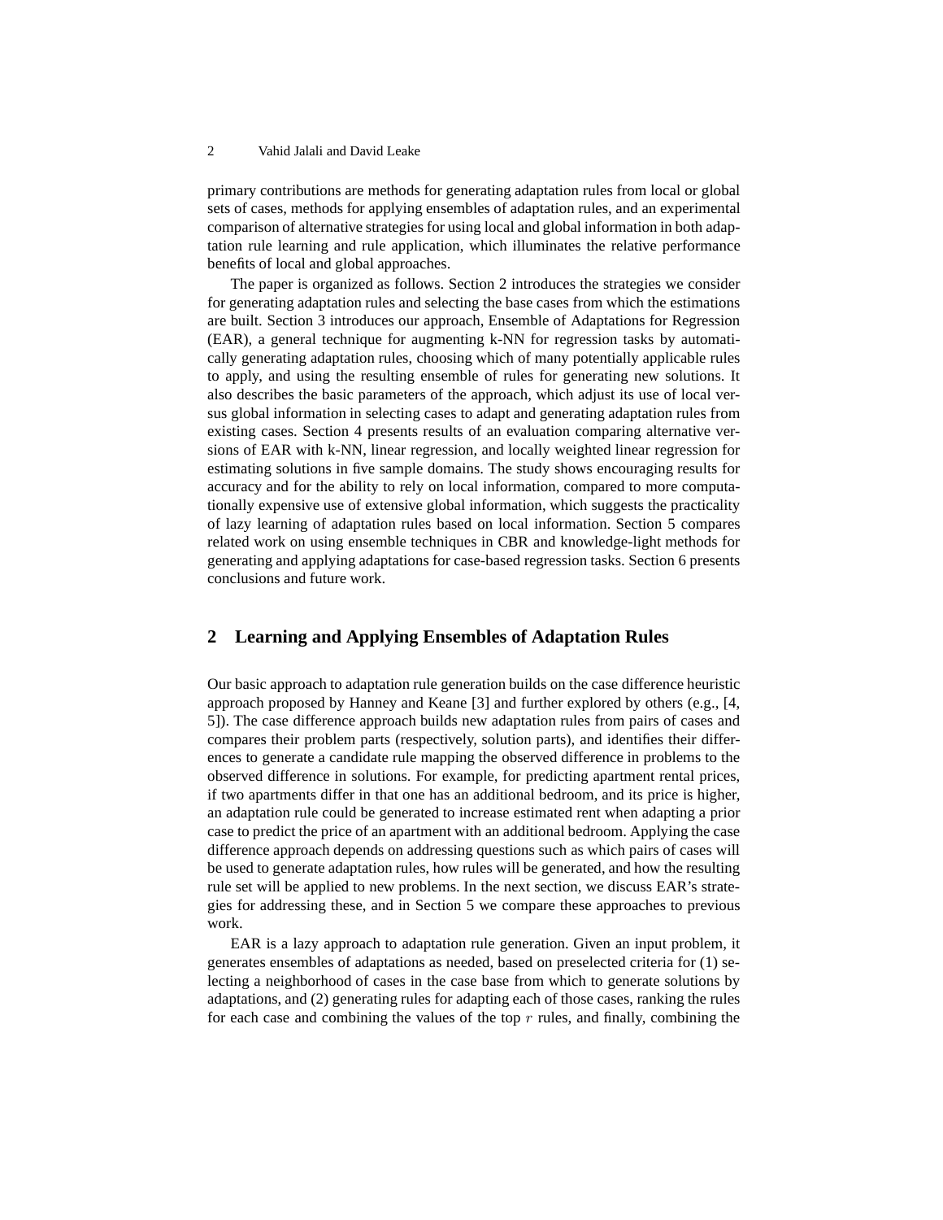primary contributions are methods for generating adaptation rules from local or global sets of cases, methods for applying ensembles of adaptation rules, and an experimental comparison of alternative strategies for using local and global information in both adaptation rule learning and rule application, which illuminates the relative performance benefits of local and global approaches.

The paper is organized as follows. Section 2 introduces the strategies we consider for generating adaptation rules and selecting the base cases from which the estimations are built. Section 3 introduces our approach, Ensemble of Adaptations for Regression (EAR), a general technique for augmenting k-NN for regression tasks by automatically generating adaptation rules, choosing which of many potentially applicable rules to apply, and using the resulting ensemble of rules for generating new solutions. It also describes the basic parameters of the approach, which adjust its use of local versus global information in selecting cases to adapt and generating adaptation rules from existing cases. Section 4 presents results of an evaluation comparing alternative versions of EAR with k-NN, linear regression, and locally weighted linear regression for estimating solutions in five sample domains. The study shows encouraging results for accuracy and for the ability to rely on local information, compared to more computationally expensive use of extensive global information, which suggests the practicality of lazy learning of adaptation rules based on local information. Section 5 compares related work on using ensemble techniques in CBR and knowledge-light methods for generating and applying adaptations for case-based regression tasks. Section 6 presents conclusions and future work.

## 2 Learning and Applying Ensembles of Adaptation Rules

Our basic approach to adaptation rule generation builds on the case difference heuristic approach proposed by Hanney and Keane [3] and further explored by others (e.g., [4, 5]). The case difference approach builds new adaptation rules from pairs of cases and compares their problem parts (respectively, solution parts), and identifies their differences to generate a candidate rule mapping the observed difference in problems to the observed difference in solutions. For example, for predicting apartment rental prices, if two apartments differ in that one has an additional bedroom, and its price is higher, an adaptation rule could be generated to increase estimated rent when adapting a prior case to predict the price of an apartment with an additional bedroom. Applying the case difference approach depends on addressing questions such as which pairs of cases will be used to generate adaptation rules, how rules will be generated, and how the resulting rule set will be applied to new problems. In the next section, we discuss EAR's strategies for addressing these, and in Section 5 we compare these approaches to previous work.

EAR is a lazy approach to adaptation rule generation. Given an input problem, it generates ensembles of adaptations as needed, based on preselected criteria for (1) selecting a neighborhood of cases in the case base from which to generate solutions by adaptations, and (2) generating rules for adapting each of those cases, ranking the rules for each case and combining the values of the top $r$ rules, and finally, combining the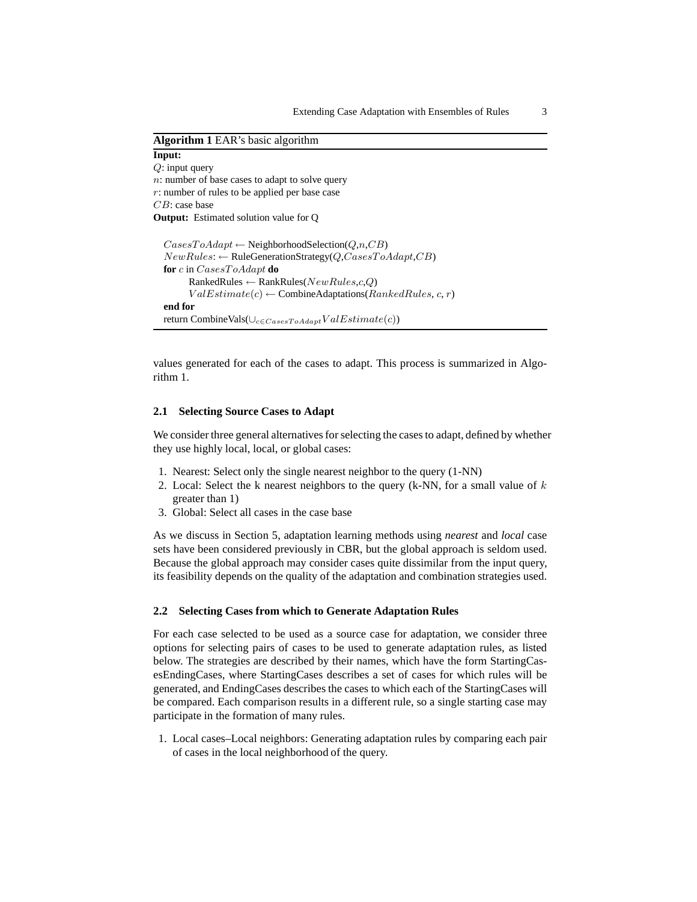**Algorithm 1** EAR's basic algorithm

**Input:**
$Q$: input query
$n$: number of base cases to adapt to solve query
$r$: number of rules to be applied per base case
$CB$: case base
**Output:** Estimated solution value for Q

```
CasesToAdapt ← NeighborhoodSelection(Q,n,CB)
NewRules: ← RuleGenerationStrategy(Q,CasesToAdapt,CB)
for c in CasesToAdapt do
    RankedRules ← RankRules(NewRules,c,Q)
    ValEstimate(c) ← CombineAdaptations(RankedRules, c, r)
end for
return CombineVals(∪_{c∈CasesToAdapt} ValEstimate(c))
```

values generated for each of the cases to adapt. This process is summarized in Algorithm 1.

### 2.1 Selecting Source Cases to Adapt

We consider three general alternatives for selecting the cases to adapt, defined by whether they use highly local, local, or global cases:

1. Nearest: Select only the single nearest neighbor to the query (1-NN)
2. Local: Select the k nearest neighbors to the query (k-NN, for a small value of $k$ greater than 1)
3. Global: Select all cases in the case base

As we discuss in Section 5, adaptation learning methods using *nearest* and *local* case sets have been considered previously in CBR, but the global approach is seldom used. Because the global approach may consider cases quite dissimilar from the input query, its feasibility depends on the quality of the adaptation and combination strategies used.

### 2.2 Selecting Cases from which to Generate Adaptation Rules

For each case selected to be used as a source case for adaptation, we consider three options for selecting pairs of cases to be used to generate adaptation rules, as listed below. The strategies are described by their names, which have the form StartingCasesEndingCases, where StartingCases describes a set of cases for which rules will be generated, and EndingCases describes the cases to which each of the StartingCases will be compared. Each comparison results in a different rule, so a single starting case may participate in the formation of many rules.

1. Local cases–Local neighbors: Generating adaptation rules by comparing each pair of cases in the local neighborhood of the query.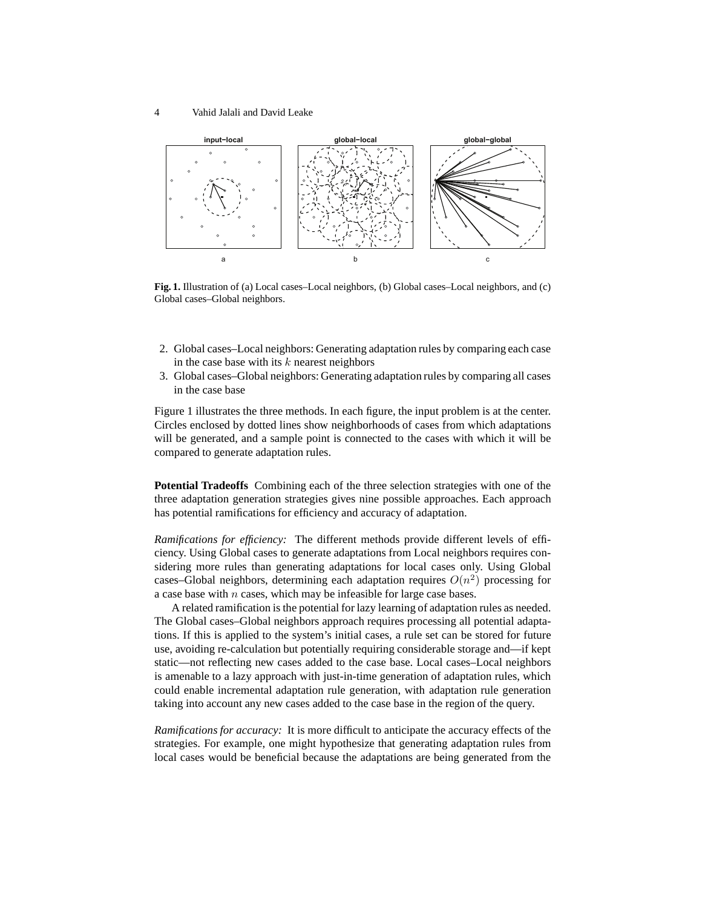input–local

global–local

global–global

a

b

c

**Fig. 1.** Illustration of (a) Local cases–Local neighbors, (b) Global cases–Local neighbors, and (c) Global cases–Global neighbors.

2. Global cases–Local neighbors: Generating adaptation rules by comparing each case in the case base with its $k$ nearest neighbors
3. Global cases–Global neighbors: Generating adaptation rules by comparing all cases in the case base

Figure 1 illustrates the three methods. In each figure, the input problem is at the center. Circles enclosed by dotted lines show neighborhoods of cases from which adaptations will be generated, and a sample point is connected to the cases with which it will be compared to generate adaptation rules.

**Potential Tradeoffs** Combining each of the three selection strategies with one of the three adaptation generation strategies gives nine possible approaches. Each approach has potential ramifications for efficiency and accuracy of adaptation.

*Ramifications for efficiency:* The different methods provide different levels of efficiency. Using Global cases to generate adaptations from Local neighbors requires considering more rules than generating adaptations for local cases only. Using Global cases–Global neighbors, determining each adaptation requires $O(n^2)$ processing for a case base with $n$ cases, which may be infeasible for large case bases.

A related ramification is the potential for lazy learning of adaptation rules as needed. The Global cases–Global neighbors approach requires processing all potential adaptations. If this is applied to the system's initial cases, a rule set can be stored for future use, avoiding re-calculation but potentially requiring considerable storage and—if kept static—not reflecting new cases added to the case base. Local cases–Local neighbors is amenable to a lazy approach with just-in-time generation of adaptation rules, which could enable incremental adaptation rule generation, with adaptation rule generation taking into account any new cases added to the case base in the region of the query.

*Ramifications for accuracy:* It is more difficult to anticipate the accuracy effects of the strategies. For example, one might hypothesize that generating adaptation rules from local cases would be beneficial because the adaptations are being generated from the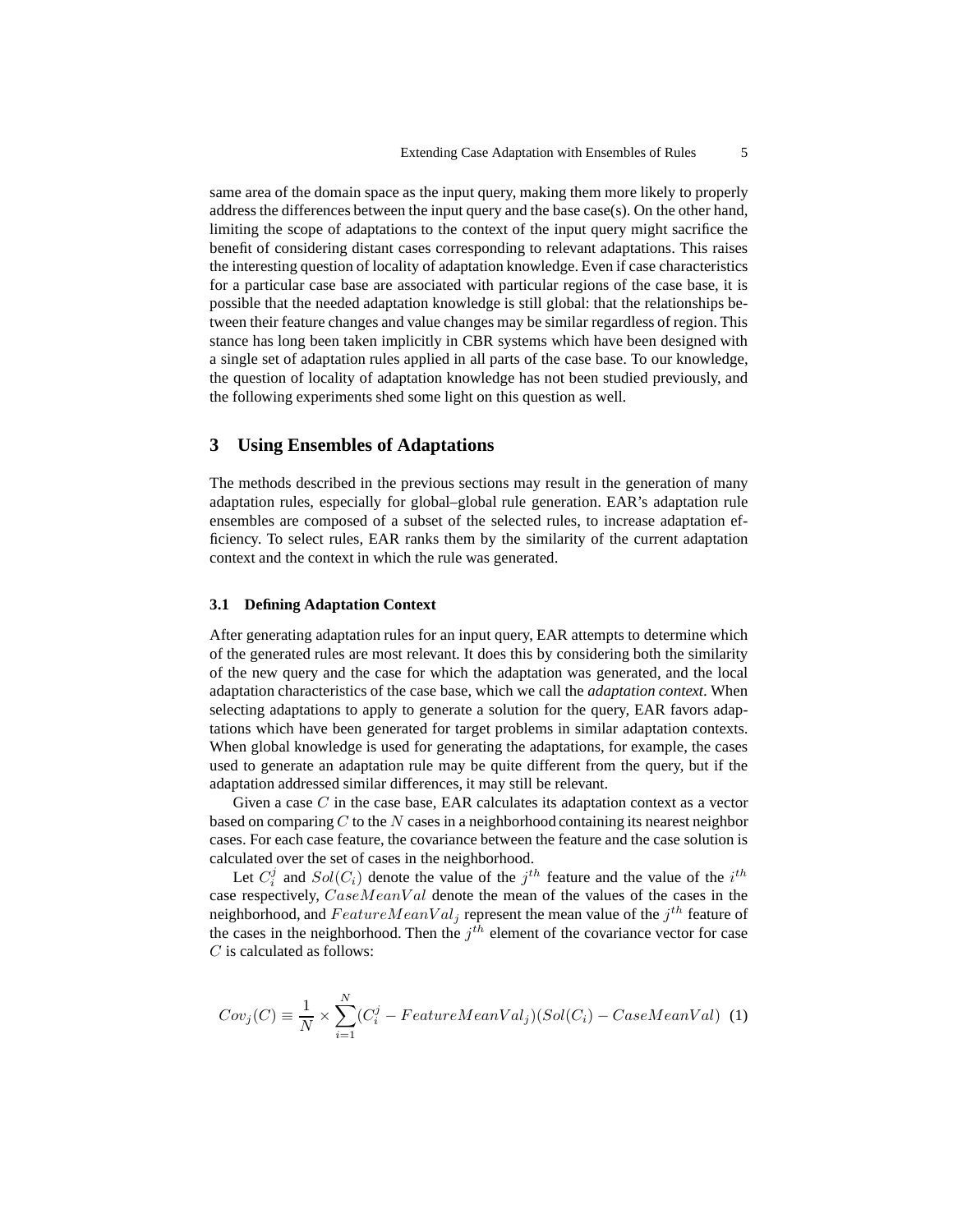same area of the domain space as the input query, making them more likely to properly address the differences between the input query and the base case(s). On the other hand, limiting the scope of adaptations to the context of the input query might sacrifice the benefit of considering distant cases corresponding to relevant adaptations. This raises the interesting question of locality of adaptation knowledge. Even if case characteristics for a particular case base are associated with particular regions of the case base, it is possible that the needed adaptation knowledge is still global: that the relationships between their feature changes and value changes may be similar regardless of region. This stance has long been taken implicitly in CBR systems which have been designed with a single set of adaptation rules applied in all parts of the case base. To our knowledge, the question of locality of adaptation knowledge has not been studied previously, and the following experiments shed some light on this question as well.

## 3 Using Ensembles of Adaptations

The methods described in the previous sections may result in the generation of many adaptation rules, especially for global–global rule generation. EAR's adaptation rule ensembles are composed of a subset of the selected rules, to increase adaptation efficiency. To select rules, EAR ranks them by the similarity of the current adaptation context and the context in which the rule was generated.

### 3.1 Defining Adaptation Context

After generating adaptation rules for an input query, EAR attempts to determine which of the generated rules are most relevant. It does this by considering both the similarity of the new query and the case for which the adaptation was generated, and the local adaptation characteristics of the case base, which we call the *adaptation context*. When selecting adaptations to apply to generate a solution for the query, EAR favors adaptations which have been generated for target problems in similar adaptation contexts. When global knowledge is used for generating the adaptations, for example, the cases used to generate an adaptation rule may be quite different from the query, but if the adaptation addressed similar differences, it may still be relevant.

Given a case $C$ in the case base, EAR calculates its adaptation context as a vector based on comparing $C$ to the $N$ cases in a neighborhood containing its nearest neighbor cases. For each case feature, the covariance between the feature and the case solution is calculated over the set of cases in the neighborhood.

Let $C_i^j$ and $Sol(C_i)$ denote the value of the $j^{th}$ feature and the value of the $i^{th}$ case respectively, $CaseMeanVal$ denote the mean of the values of the cases in the neighborhood, and $FeatureMeanVal_j$ represent the mean value of the $j^{th}$ feature of the cases in the neighborhood. Then the $j^{th}$ element of the covariance vector for case $C$ is calculated as follows:

$$Cov_j(C) \equiv \frac{1}{N} \times \sum_{i=1}^{N} (C_i^j - FeatureMeanVal_j)(Sol(C_i) - CaseMeanVal) \quad (1)$$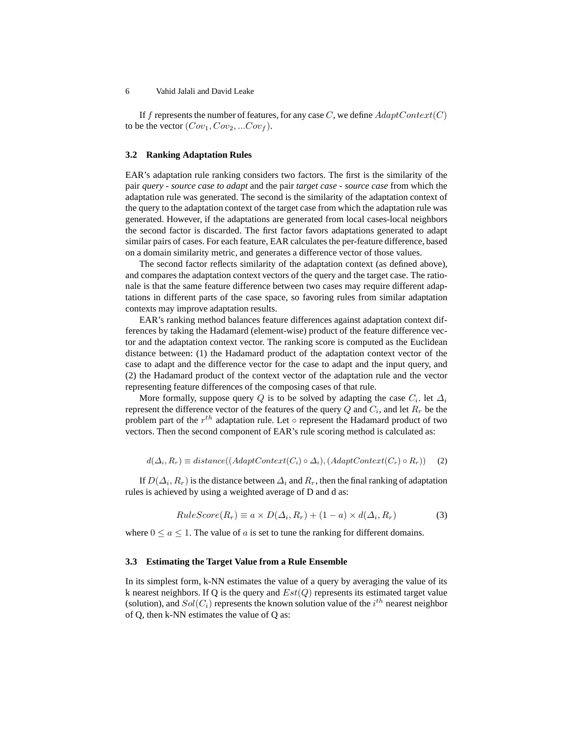If $f$ represents the number of features, for any case $C$, we define $AdaptContext(C)$ to be the vector $(Cov_1, Cov_2, ...Cov_f)$.

### 3.2 Ranking Adaptation Rules

EAR's adaptation rule ranking considers two factors. The first is the similarity of the pair *query - source case to adapt* and the pair *target case - source case* from which the adaptation rule was generated. The second is the similarity of the adaptation context of the query to the adaptation context of the target case from which the adaptation rule was generated. However, if the adaptations are generated from local cases-local neighbors the second factor is discarded. The first factor favors adaptations generated to adapt similar pairs of cases. For each feature, EAR calculates the per-feature difference, based on a domain similarity metric, and generates a difference vector of those values.

The second factor reflects similarity of the adaptation context (as defined above), and compares the adaptation context vectors of the query and the target case. The rationale is that the same feature difference between two cases may require different adaptations in different parts of the case space, so favoring rules from similar adaptation contexts may improve adaptation results.

EAR's ranking method balances feature differences against adaptation context differences by taking the Hadamard (element-wise) product of the feature difference vector and the adaptation context vector. The ranking score is computed as the Euclidean distance between: (1) the Hadamard product of the adaptation context vector of the case to adapt and the difference vector for the case to adapt and the input query, and (2) the Hadamard product of the context vector of the adaptation rule and the vector representing feature differences of the composing cases of that rule.

More formally, suppose query $Q$ is to be solved by adapting the case $C_i$. let $\Delta_i$ represent the difference vector of the features of the query $Q$ and $C_i$, and let $R_r$ be the problem part of the $r^{th}$ adaptation rule. Let $\circ$ represent the Hadamard product of two vectors. Then the second component of EAR's rule scoring method is calculated as:

$$d(\Delta_i, R_r) \equiv distance((AdaptContext(C_i) \circ \Delta_i), (AdaptContext(C_r) \circ R_r)) \quad (2)$$

If $D(\Delta_i, R_r)$ is the distance between $\Delta_i$ and $R_r$, then the final ranking of adaptation rules is achieved by using a weighted average of D and d as:

$$RuleScore(R_r) \equiv a \times D(\Delta_i, R_r) + (1 - a) \times d(\Delta_i, R_r) \quad (3)$$

where $0 \leq a \leq 1$. The value of $a$ is set to tune the ranking for different domains.

### 3.3 Estimating the Target Value from a Rule Ensemble

In its simplest form, k-NN estimates the value of a query by averaging the value of its k nearest neighbors. If Q is the query and $Est(Q)$ represents its estimated target value (solution), and $Sol(C_i)$ represents the known solution value of the $i^{th}$ nearest neighbor of Q, then k-NN estimates the value of Q as: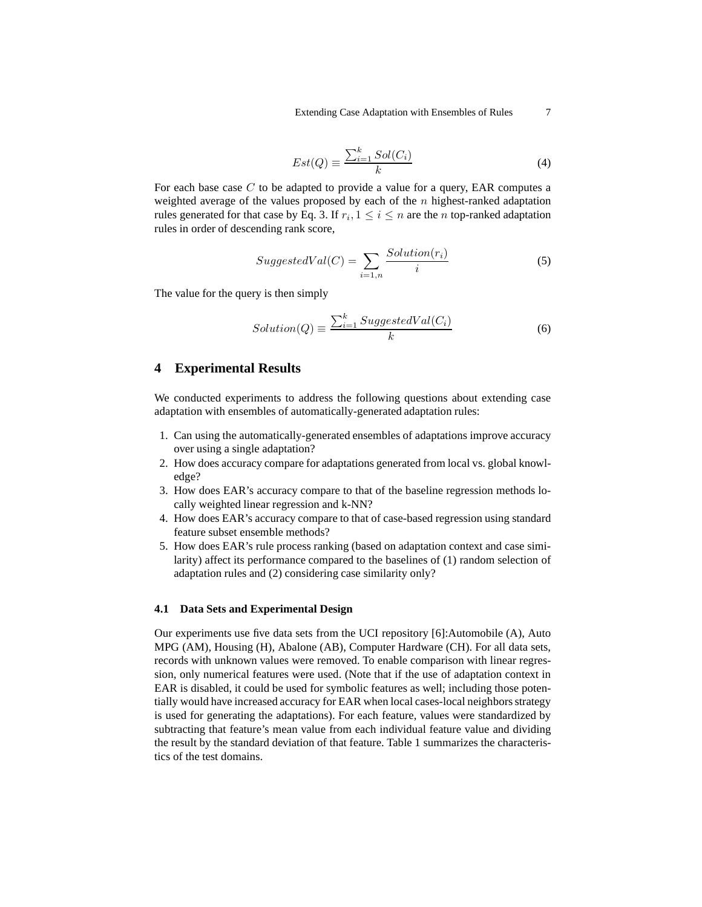$$Est(Q) \equiv \frac{\sum_{i=1}^{k} Sol(C_i)}{k} \tag{4}$$

For each base case $C$ to be adapted to provide a value for a query, EAR computes a weighted average of the values proposed by each of the $n$ highest-ranked adaptation rules generated for that case by Eq. 3. If $r_i, 1 \leq i \leq n$ are the $n$ top-ranked adaptation rules in order of descending rank score,

$$SuggestedVal(C) = \sum_{i=1,n} \frac{Solution(r_i)}{i} \tag{5}$$

The value for the query is then simply

$$Solution(Q) \equiv \frac{\sum_{i=1}^{k} SuggestedVal(C_i)}{k} \tag{6}$$

## 4 Experimental Results

We conducted experiments to address the following questions about extending case adaptation with ensembles of automatically-generated adaptation rules:

1. Can using the automatically-generated ensembles of adaptations improve accuracy over using a single adaptation?
2. How does accuracy compare for adaptations generated from local vs. global knowledge?
3. How does EAR's accuracy compare to that of the baseline regression methods locally weighted linear regression and k-NN?
4. How does EAR's accuracy compare to that of case-based regression using standard feature subset ensemble methods?
5. How does EAR's rule process ranking (based on adaptation context and case similarity) affect its performance compared to the baselines of (1) random selection of adaptation rules and (2) considering case similarity only?

### 4.1 Data Sets and Experimental Design

Our experiments use five data sets from the UCI repository [6]:Automobile (A), Auto MPG (AM), Housing (H), Abalone (AB), Computer Hardware (CH). For all data sets, records with unknown values were removed. To enable comparison with linear regression, only numerical features were used. (Note that if the use of adaptation context in EAR is disabled, it could be used for symbolic features as well; including those potentially would have increased accuracy for EAR when local cases-local neighbors strategy is used for generating the adaptations). For each feature, values were standardized by subtracting that feature's mean value from each individual feature value and dividing the result by the standard deviation of that feature. Table 1 summarizes the characteristics of the test domains.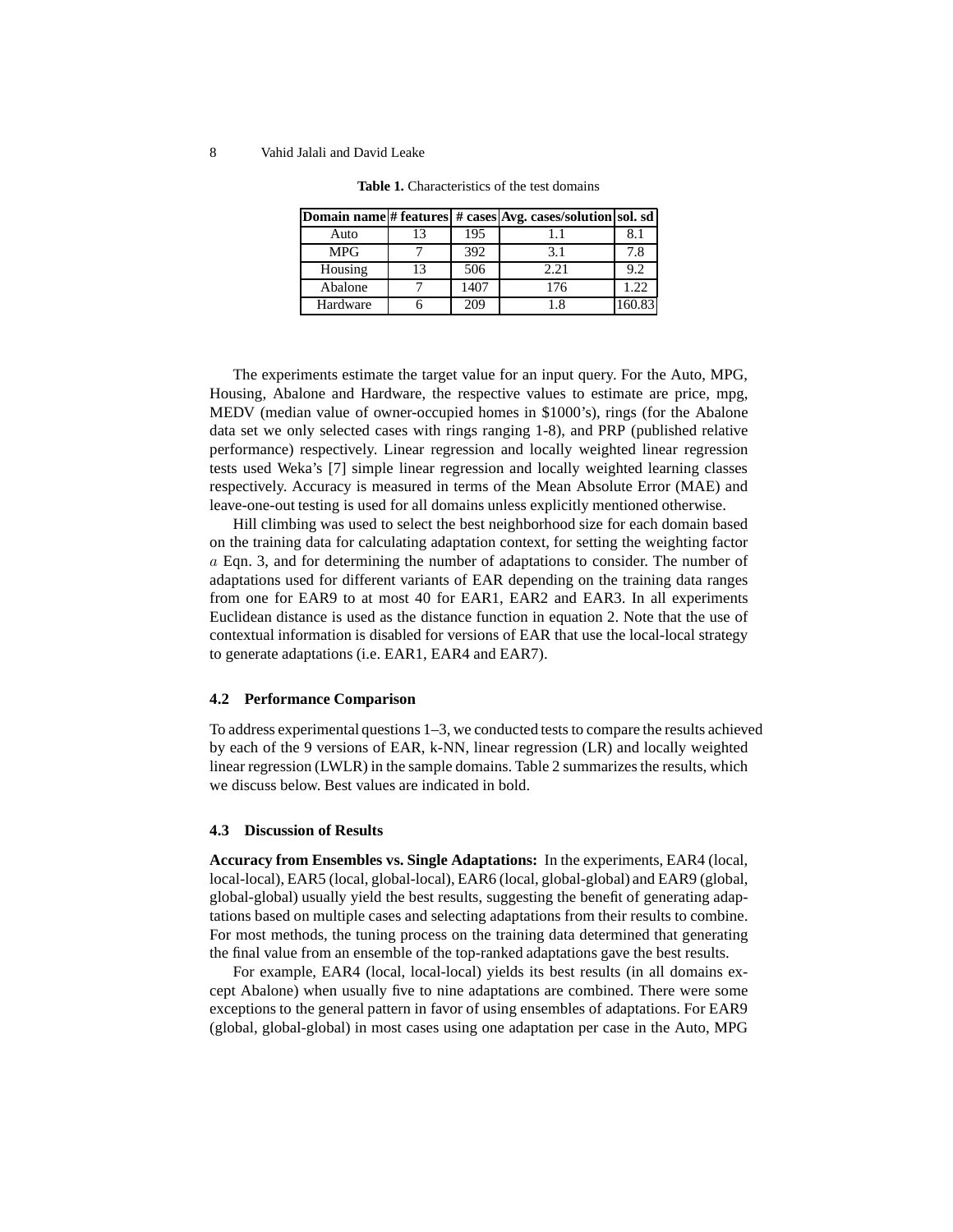**Table 1.** Characteristics of the test domains

| Domain name | # features | # cases | Avg. cases/solution | sol. sd |
|---|---|---|---|---|
| Auto | 13 | 195 | 1.1 | 8.1 |
| MPG | 7 | 392 | 3.1 | 7.8 |
| Housing | 13 | 506 | 2.21 | 9.2 |
| Abalone | 7 | 1407 | 176 | 1.22 |
| Hardware | 6 | 209 | 1.8 | 160.83 |

The experiments estimate the target value for an input query. For the Auto, MPG, Housing, Abalone and Hardware, the respective values to estimate are price, mpg, MEDV (median value of owner-occupied homes in $1000's), rings (for the Abalone data set we only selected cases with rings ranging 1-8), and PRP (published relative performance) respectively. Linear regression and locally weighted linear regression tests used Weka's [7] simple linear regression and locally weighted learning classes respectively. Accuracy is measured in terms of the Mean Absolute Error (MAE) and leave-one-out testing is used for all domains unless explicitly mentioned otherwise.

Hill climbing was used to select the best neighborhood size for each domain based on the training data for calculating adaptation context, for setting the weighting factor $a$ Eqn. 3, and for determining the number of adaptations to consider. The number of adaptations used for different variants of EAR depending on the training data ranges from one for EAR9 to at most 40 for EAR1, EAR2 and EAR3. In all experiments Euclidean distance is used as the distance function in equation 2. Note that the use of contextual information is disabled for versions of EAR that use the local-local strategy to generate adaptations (i.e. EAR1, EAR4 and EAR7).

### 4.2 Performance Comparison

To address experimental questions 1–3, we conducted tests to compare the results achieved by each of the 9 versions of EAR, k-NN, linear regression (LR) and locally weighted linear regression (LWLR) in the sample domains. Table 2 summarizes the results, which we discuss below. Best values are indicated in bold.

### 4.3 Discussion of Results

**Accuracy from Ensembles vs. Single Adaptations:** In the experiments, EAR4 (local, local-local), EAR5 (local, global-local), EAR6 (local, global-global) and EAR9 (global, global-global) usually yield the best results, suggesting the benefit of generating adaptations based on multiple cases and selecting adaptations from their results to combine. For most methods, the tuning process on the training data determined that generating the final value from an ensemble of the top-ranked adaptations gave the best results.

For example, EAR4 (local, local-local) yields its best results (in all domains except Abalone) when usually five to nine adaptations are combined. There were some exceptions to the general pattern in favor of using ensembles of adaptations. For EAR9 (global, global-global) in most cases using one adaptation per case in the Auto, MPG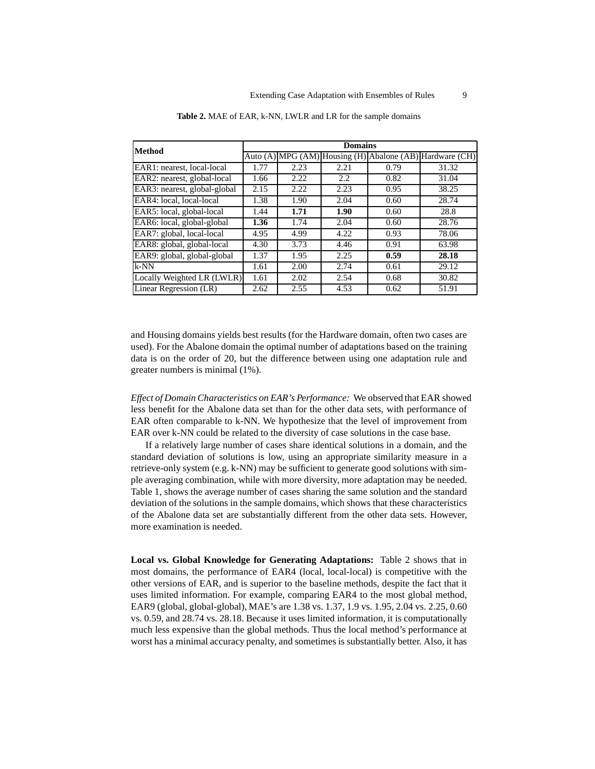**Table 2.** MAE of EAR, k-NN, LWLR and LR for the sample domains

| Method | Domains | | | | |
|---|---|---|---|---|---|
| | Auto (A) | MPG (AM) | Housing (H) | Abalone (AB) | Hardware (CH) |
| EAR1: nearest, local-local | 1.77 | 2.23 | 2.21 | 0.79 | 31.32 |
| EAR2: nearest, global-local | 1.66 | 2.22 | 2.2 | 0.82 | 31.04 |
| EAR3: nearest, global-global | 2.15 | 2.22 | 2.23 | 0.95 | 38.25 |
| EAR4: local, local-local | 1.38 | 1.90 | 2.04 | 0.60 | 28.74 |
| EAR5: local, global-local | 1.44 | **1.71** | **1.90** | 0.60 | 28.8 |
| EAR6: local, global-global | **1.36** | 1.74 | 2.04 | 0.60 | 28.76 |
| EAR7: global, local-local | 4.95 | 4.99 | 4.22 | 0.93 | 78.06 |
| EAR8: global, global-local | 4.30 | 3.73 | 4.46 | 0.91 | 63.98 |
| EAR9: global, global-global | 1.37 | 1.95 | 2.25 | **0.59** | **28.18** |
| k-NN | 1.61 | 2.00 | 2.74 | 0.61 | 29.12 |
| Locally Weighted LR (LWLR) | 1.61 | 2.02 | 2.54 | 0.68 | 30.82 |
| Linear Regression (LR) | 2.62 | 2.55 | 4.53 | 0.62 | 51.91 |

and Housing domains yields best results (for the Hardware domain, often two cases are used). For the Abalone domain the optimal number of adaptations based on the training data is on the order of 20, but the difference between using one adaptation rule and greater numbers is minimal (1%).

*Effect of Domain Characteristics on EAR's Performance:* We observed that EAR showed less benefit for the Abalone data set than for the other data sets, with performance of EAR often comparable to k-NN. We hypothesize that the level of improvement from EAR over k-NN could be related to the diversity of case solutions in the case base.

If a relatively large number of cases share identical solutions in a domain, and the standard deviation of solutions is low, using an appropriate similarity measure in a retrieve-only system (e.g. k-NN) may be sufficient to generate good solutions with simple averaging combination, while with more diversity, more adaptation may be needed. Table 1, shows the average number of cases sharing the same solution and the standard deviation of the solutions in the sample domains, which shows that these characteristics of the Abalone data set are substantially different from the other data sets. However, more examination is needed.

**Local vs. Global Knowledge for Generating Adaptations:** Table 2 shows that in most domains, the performance of EAR4 (local, local-local) is competitive with the other versions of EAR, and is superior to the baseline methods, despite the fact that it uses limited information. For example, comparing EAR4 to the most global method, EAR9 (global, global-global), MAE's are 1.38 vs. 1.37, 1.9 vs. 1.95, 2.04 vs. 2.25, 0.60 vs. 0.59, and 28.74 vs. 28.18. Because it uses limited information, it is computationally much less expensive than the global methods. Thus the local method's performance at worst has a minimal accuracy penalty, and sometimes is substantially better. Also, it has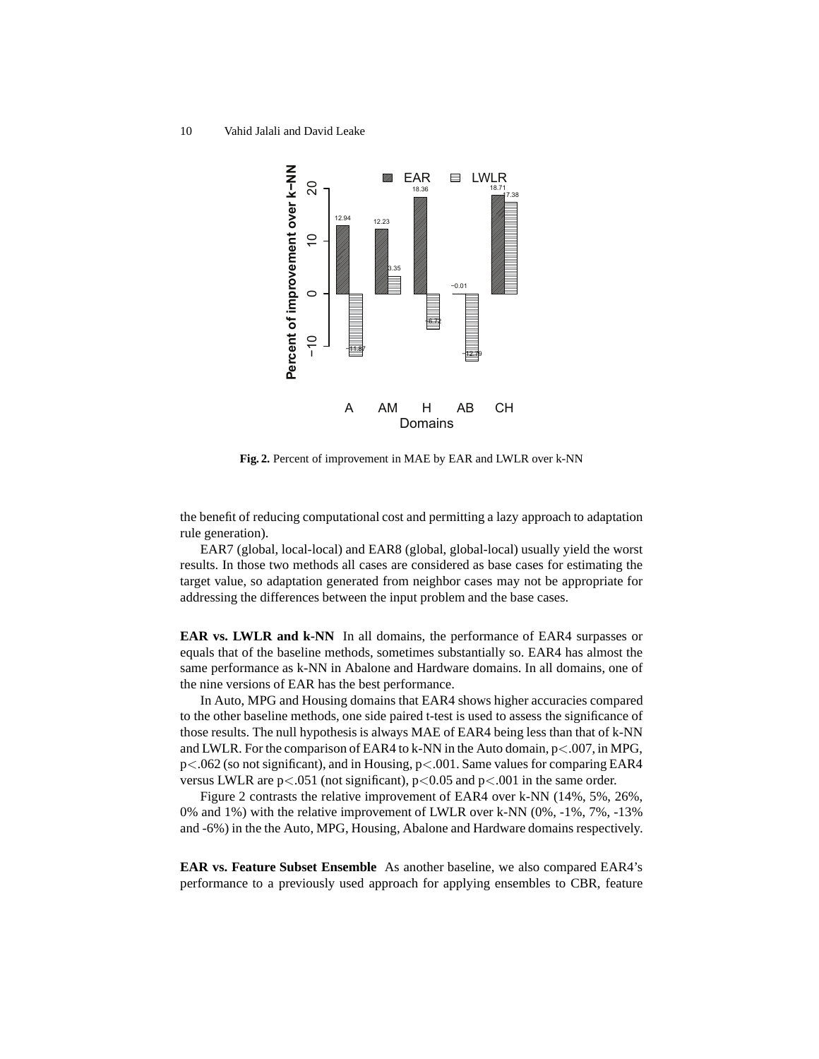**Fig. 2.** Percent of improvement in MAE by EAR and LWLR over k-NN

the benefit of reducing computational cost and permitting a lazy approach to adaptation rule generation).

EAR7 (global, local-local) and EAR8 (global, global-local) usually yield the worst results. In those two methods all cases are considered as base cases for estimating the target value, so adaptation generated from neighbor cases may not be appropriate for addressing the differences between the input problem and the base cases.

**EAR vs. LWLR and k-NN** In all domains, the performance of EAR4 surpasses or equals that of the baseline methods, sometimes substantially so. EAR4 has almost the same performance as k-NN in Abalone and Hardware domains. In all domains, one of the nine versions of EAR has the best performance.

In Auto, MPG and Housing domains that EAR4 shows higher accuracies compared to the other baseline methods, one side paired t-test is used to assess the significance of those results. The null hypothesis is always MAE of EAR4 being less than that of k-NN and LWLR. For the comparison of EAR4 to k-NN in the Auto domain, $p<.007$, in MPG, $p<.062$ (so not significant), and in Housing, $p<.001$. Same values for comparing EAR4 versus LWLR are $p<.051$ (not significant), $p<0.05$ and $p<.001$ in the same order.

Figure 2 contrasts the relative improvement of EAR4 over k-NN (14%, 5%, 26%, 0% and 1%) with the relative improvement of LWLR over k-NN (0%, -1%, 7%, -13% and -6%) in the the Auto, MPG, Housing, Abalone and Hardware domains respectively.

**EAR vs. Feature Subset Ensemble** As another baseline, we also compared EAR4's performance to a previously used approach for applying ensembles to CBR, feature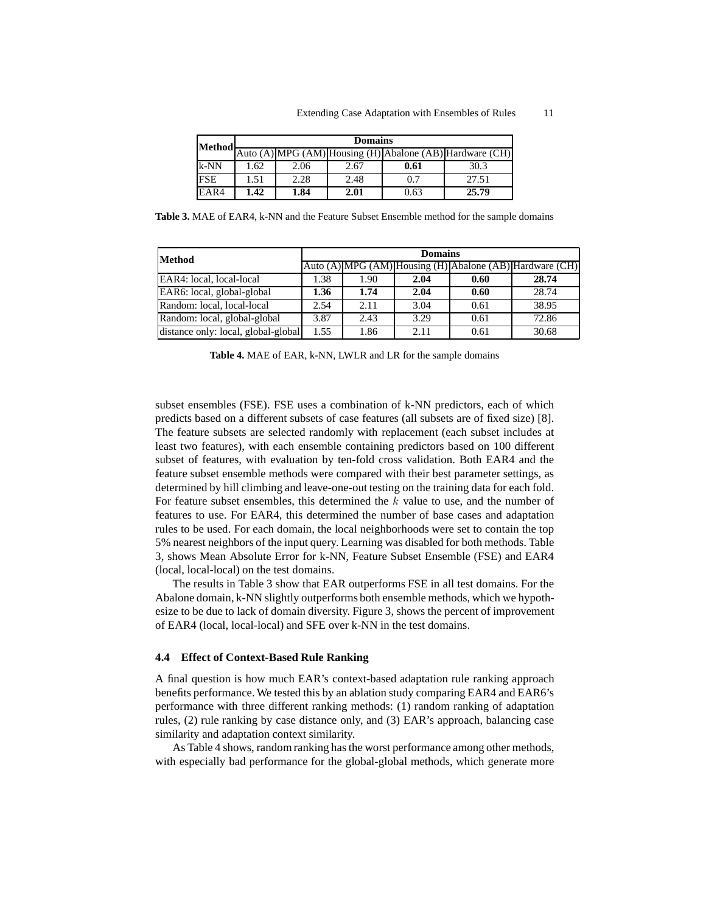| Method | Domains | | | | |
|---|---|---|---|---|---|
| | Auto (A) | MPG (AM) | Housing (H) | Abalone (AB) | Hardware (CH) |
| k-NN | 1.62 | 2.06 | 2.67 | **0.61** | 30.3 |
| FSE | 1.51 | 2.28 | 2.48 | 0.7 | 27.51 |
| EAR4 | **1.42** | **1.84** | **2.01** | 0.63 | **25.79** |

**Table 3.** MAE of EAR4, k-NN and the Feature Subset Ensemble method for the sample domains

| Method | Domains | | | | |
|---|---|---|---|---|---|
| | Auto (A) | MPG (AM) | Housing (H) | Abalone (AB) | Hardware (CH) |
| EAR4: local, local-local | 1.38 | 1.90 | **2.04** | **0.60** | **28.74** |
| EAR6: local, global-global | **1.36** | **1.74** | **2.04** | **0.60** | 28.74 |
| Random: local, local-local | 2.54 | 2.11 | 3.04 | 0.61 | 38.95 |
| Random: local, global-global | 3.87 | 2.43 | 3.29 | 0.61 | 72.86 |
| distance only: local, global-global | 1.55 | 1.86 | 2.11 | 0.61 | 30.68 |

**Table 4.** MAE of EAR, k-NN, LWLR and LR for the sample domains

subset ensembles (FSE). FSE uses a combination of k-NN predictors, each of which predicts based on a different subsets of case features (all subsets are of fixed size) [8]. The feature subsets are selected randomly with replacement (each subset includes at least two features), with each ensemble containing predictors based on 100 different subset of features, with evaluation by ten-fold cross validation. Both EAR4 and the feature subset ensemble methods were compared with their best parameter settings, as determined by hill climbing and leave-one-out testing on the training data for each fold. For feature subset ensembles, this determined the $k$ value to use, and the number of features to use. For EAR4, this determined the number of base cases and adaptation rules to be used. For each domain, the local neighborhoods were set to contain the top 5% nearest neighbors of the input query. Learning was disabled for both methods. Table 3, shows Mean Absolute Error for k-NN, Feature Subset Ensemble (FSE) and EAR4 (local, local-local) on the test domains.

The results in Table 3 show that EAR outperforms FSE in all test domains. For the Abalone domain, k-NN slightly outperforms both ensemble methods, which we hypothesize to be due to lack of domain diversity. Figure 3, shows the percent of improvement of EAR4 (local, local-local) and SFE over k-NN in the test domains.

### 4.4 Effect of Context-Based Rule Ranking

A final question is how much EAR's context-based adaptation rule ranking approach benefits performance. We tested this by an ablation study comparing EAR4 and EAR6's performance with three different ranking methods: (1) random ranking of adaptation rules, (2) rule ranking by case distance only, and (3) EAR's approach, balancing case similarity and adaptation context similarity.

As Table 4 shows, random ranking has the worst performance among other methods, with especially bad performance for the global-global methods, which generate more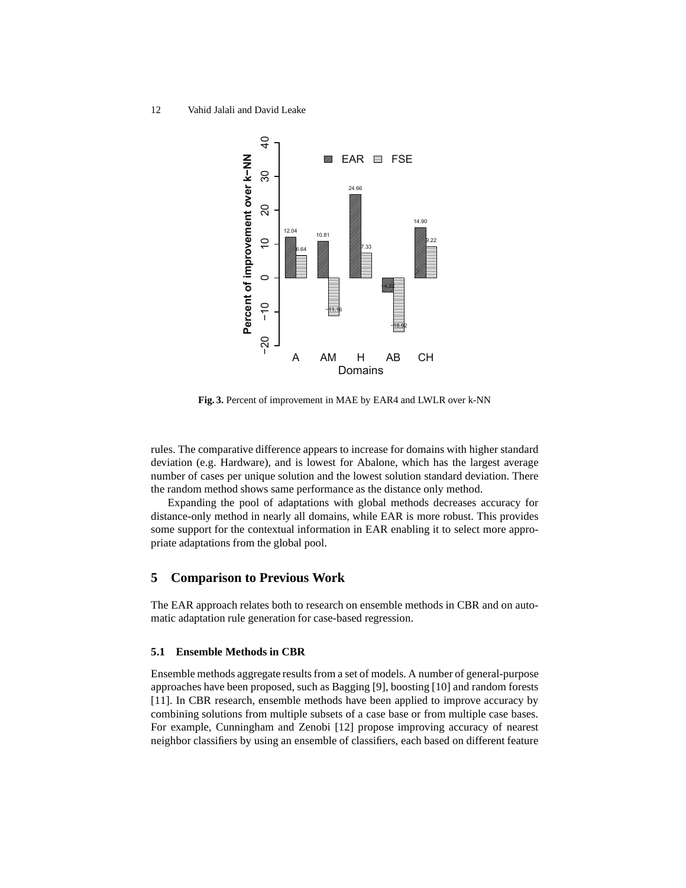Fig. 3. Percent of improvement in MAE by EAR4 and LWLR over k-NN

rules. The comparative difference appears to increase for domains with higher standard deviation (e.g. Hardware), and is lowest for Abalone, which has the largest average number of cases per unique solution and the lowest solution standard deviation. There the random method shows same performance as the distance only method.

Expanding the pool of adaptations with global methods decreases accuracy for distance-only method in nearly all domains, while EAR is more robust. This provides some support for the contextual information in EAR enabling it to select more appropriate adaptations from the global pool.

## 5 Comparison to Previous Work

The EAR approach relates both to research on ensemble methods in CBR and on automatic adaptation rule generation for case-based regression.

### 5.1 Ensemble Methods in CBR

Ensemble methods aggregate results from a set of models. A number of general-purpose approaches have been proposed, such as Bagging [9], boosting [10] and random forests [11]. In CBR research, ensemble methods have been applied to improve accuracy by combining solutions from multiple subsets of a case base or from multiple case bases. For example, Cunningham and Zenobi [12] propose improving accuracy of nearest neighbor classifiers by using an ensemble of classifiers, each based on different feature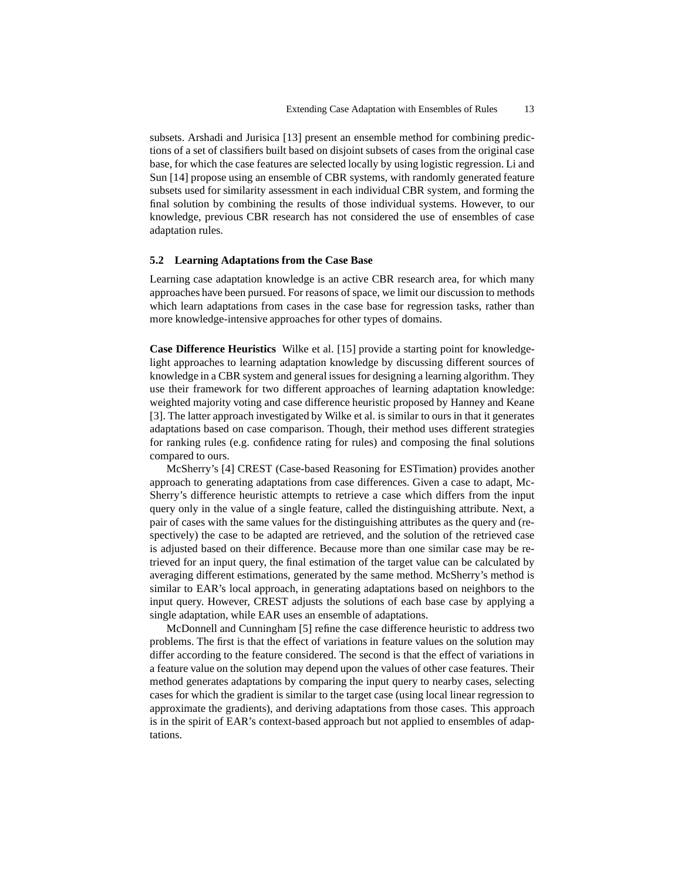subsets. Arshadi and Jurisica [13] present an ensemble method for combining predictions of a set of classifiers built based on disjoint subsets of cases from the original case base, for which the case features are selected locally by using logistic regression. Li and Sun [14] propose using an ensemble of CBR systems, with randomly generated feature subsets used for similarity assessment in each individual CBR system, and forming the final solution by combining the results of those individual systems. However, to our knowledge, previous CBR research has not considered the use of ensembles of case adaptation rules.

### 5.2 Learning Adaptations from the Case Base

Learning case adaptation knowledge is an active CBR research area, for which many approaches have been pursued. For reasons of space, we limit our discussion to methods which learn adaptations from cases in the case base for regression tasks, rather than more knowledge-intensive approaches for other types of domains.

**Case Difference Heuristics** Wilke et al. [15] provide a starting point for knowledge-light approaches to learning adaptation knowledge by discussing different sources of knowledge in a CBR system and general issues for designing a learning algorithm. They use their framework for two different approaches of learning adaptation knowledge: weighted majority voting and case difference heuristic proposed by Hanney and Keane [3]. The latter approach investigated by Wilke et al. is similar to ours in that it generates adaptations based on case comparison. Though, their method uses different strategies for ranking rules (e.g. confidence rating for rules) and composing the final solutions compared to ours.

McSherry's [4] CREST (Case-based Reasoning for ESTimation) provides another approach to generating adaptations from case differences. Given a case to adapt, McSherry's difference heuristic attempts to retrieve a case which differs from the input query only in the value of a single feature, called the distinguishing attribute. Next, a pair of cases with the same values for the distinguishing attributes as the query and (respectively) the case to be adapted are retrieved, and the solution of the retrieved case is adjusted based on their difference. Because more than one similar case may be retrieved for an input query, the final estimation of the target value can be calculated by averaging different estimations, generated by the same method. McSherry's method is similar to EAR's local approach, in generating adaptations based on neighbors to the input query. However, CREST adjusts the solutions of each base case by applying a single adaptation, while EAR uses an ensemble of adaptations.

McDonnell and Cunningham [5] refine the case difference heuristic to address two problems. The first is that the effect of variations in feature values on the solution may differ according to the feature considered. The second is that the effect of variations in a feature value on the solution may depend upon the values of other case features. Their method generates adaptations by comparing the input query to nearby cases, selecting cases for which the gradient is similar to the target case (using local linear regression to approximate the gradients), and deriving adaptations from those cases. This approach is in the spirit of EAR's context-based approach but not applied to ensembles of adaptations.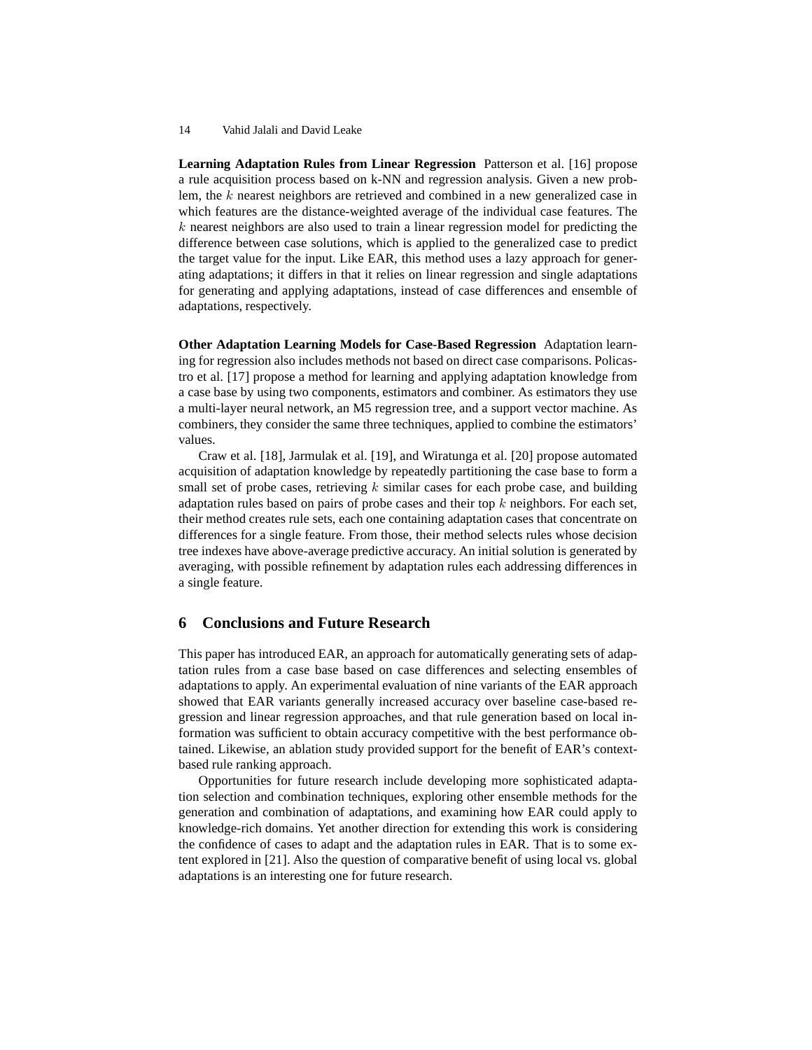**Learning Adaptation Rules from Linear Regression** Patterson et al. [16] propose a rule acquisition process based on k-NN and regression analysis. Given a new problem, the $k$ nearest neighbors are retrieved and combined in a new generalized case in which features are the distance-weighted average of the individual case features. The $k$ nearest neighbors are also used to train a linear regression model for predicting the difference between case solutions, which is applied to the generalized case to predict the target value for the input. Like EAR, this method uses a lazy approach for generating adaptations; it differs in that it relies on linear regression and single adaptations for generating and applying adaptations, instead of case differences and ensemble of adaptations, respectively.

**Other Adaptation Learning Models for Case-Based Regression** Adaptation learning for regression also includes methods not based on direct case comparisons. Policastro et al. [17] propose a method for learning and applying adaptation knowledge from a case base by using two components, estimators and combiner. As estimators they use a multi-layer neural network, an M5 regression tree, and a support vector machine. As combiners, they consider the same three techniques, applied to combine the estimators' values.

Craw et al. [18], Jarmulak et al. [19], and Wiratunga et al. [20] propose automated acquisition of adaptation knowledge by repeatedly partitioning the case base to form a small set of probe cases, retrieving $k$ similar cases for each probe case, and building adaptation rules based on pairs of probe cases and their top $k$ neighbors. For each set, their method creates rule sets, each one containing adaptation cases that concentrate on differences for a single feature. From those, their method selects rules whose decision tree indexes have above-average predictive accuracy. An initial solution is generated by averaging, with possible refinement by adaptation rules each addressing differences in a single feature.

## 6 Conclusions and Future Research

This paper has introduced EAR, an approach for automatically generating sets of adaptation rules from a case base based on case differences and selecting ensembles of adaptations to apply. An experimental evaluation of nine variants of the EAR approach showed that EAR variants generally increased accuracy over baseline case-based regression and linear regression approaches, and that rule generation based on local information was sufficient to obtain accuracy competitive with the best performance obtained. Likewise, an ablation study provided support for the benefit of EAR's context-based rule ranking approach.

Opportunities for future research include developing more sophisticated adaptation selection and combination techniques, exploring other ensemble methods for the generation and combination of adaptations, and examining how EAR could apply to knowledge-rich domains. Yet another direction for extending this work is considering the confidence of cases to adapt and the adaptation rules in EAR. That is to some extent explored in [21]. Also the question of comparative benefit of using local vs. global adaptations is an interesting one for future research.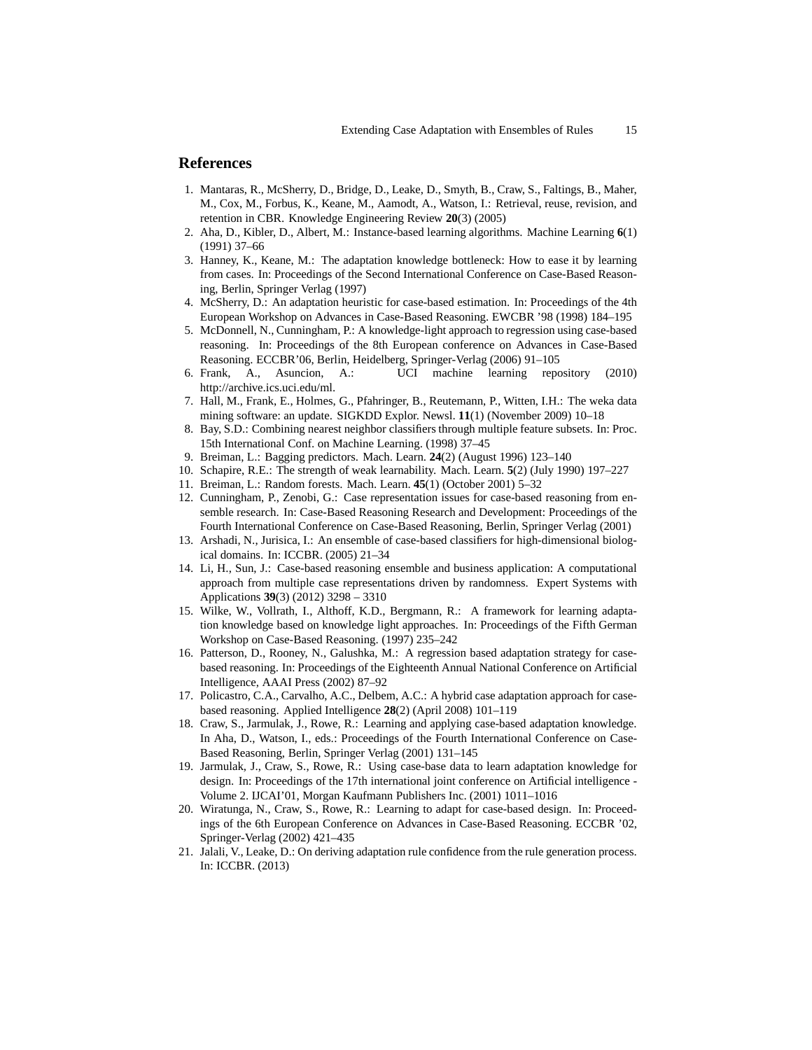# References

1. Mantaras, R., McSherry, D., Bridge, D., Leake, D., Smyth, B., Craw, S., Faltings, B., Maher, M., Cox, M., Forbus, K., Keane, M., Aamodt, A., Watson, I.: Retrieval, reuse, revision, and retention in CBR. Knowledge Engineering Review **20**(3) (2005)
2. Aha, D., Kibler, D., Albert, M.: Instance-based learning algorithms. Machine Learning **6**(1) (1991) 37–66
3. Hanney, K., Keane, M.: The adaptation knowledge bottleneck: How to ease it by learning from cases. In: Proceedings of the Second International Conference on Case-Based Reasoning, Berlin, Springer Verlag (1997)
4. McSherry, D.: An adaptation heuristic for case-based estimation. In: Proceedings of the 4th European Workshop on Advances in Case-Based Reasoning. EWCBR '98 (1998) 184–195
5. McDonnell, N., Cunningham, P.: A knowledge-light approach to regression using case-based reasoning. In: Proceedings of the 8th European conference on Advances in Case-Based Reasoning. ECCBR'06, Berlin, Heidelberg, Springer-Verlag (2006) 91–105
6. Frank, A., Asuncion, A.: UCI machine learning repository (2010) http://archive.ics.uci.edu/ml.
7. Hall, M., Frank, E., Holmes, G., Pfahringer, B., Reutemann, P., Witten, I.H.: The weka data mining software: an update. SIGKDD Explor. Newsl. **11**(1) (November 2009) 10–18
8. Bay, S.D.: Combining nearest neighbor classifiers through multiple feature subsets. In: Proc. 15th International Conf. on Machine Learning. (1998) 37–45
9. Breiman, L.: Bagging predictors. Mach. Learn. **24**(2) (August 1996) 123–140
10. Schapire, R.E.: The strength of weak learnability. Mach. Learn. **5**(2) (July 1990) 197–227
11. Breiman, L.: Random forests. Mach. Learn. **45**(1) (October 2001) 5–32
12. Cunningham, P., Zenobi, G.: Case representation issues for case-based reasoning from ensemble research. In: Case-Based Reasoning Research and Development: Proceedings of the Fourth International Conference on Case-Based Reasoning, Berlin, Springer Verlag (2001)
13. Arshadi, N., Jurisica, I.: An ensemble of case-based classifiers for high-dimensional biological domains. In: ICCBR. (2005) 21–34
14. Li, H., Sun, J.: Case-based reasoning ensemble and business application: A computational approach from multiple case representations driven by randomness. Expert Systems with Applications **39**(3) (2012) 3298 – 3310
15. Wilke, W., Vollrath, I., Althoff, K.D., Bergmann, R.: A framework for learning adaptation knowledge based on knowledge light approaches. In: Proceedings of the Fifth German Workshop on Case-Based Reasoning. (1997) 235–242
16. Patterson, D., Rooney, N., Galushka, M.: A regression based adaptation strategy for case-based reasoning. In: Proceedings of the Eighteenth Annual National Conference on Artificial Intelligence, AAAI Press (2002) 87–92
17. Policastro, C.A., Carvalho, A.C., Delbem, A.C.: A hybrid case adaptation approach for case-based reasoning. Applied Intelligence **28**(2) (April 2008) 101–119
18. Craw, S., Jarmulak, J., Rowe, R.: Learning and applying case-based adaptation knowledge. In Aha, D., Watson, I., eds.: Proceedings of the Fourth International Conference on Case-Based Reasoning, Berlin, Springer Verlag (2001) 131–145
19. Jarmulak, J., Craw, S., Rowe, R.: Using case-base data to learn adaptation knowledge for design. In: Proceedings of the 17th international joint conference on Artificial intelligence - Volume 2. IJCAI'01, Morgan Kaufmann Publishers Inc. (2001) 1011–1016
20. Wiratunga, N., Craw, S., Rowe, R.: Learning to adapt for case-based design. In: Proceedings of the 6th European Conference on Advances in Case-Based Reasoning. ECCBR '02, Springer-Verlag (2002) 421–435
21. Jalali, V., Leake, D.: On deriving adaptation rule confidence from the rule generation process. In: ICCBR. (2013)